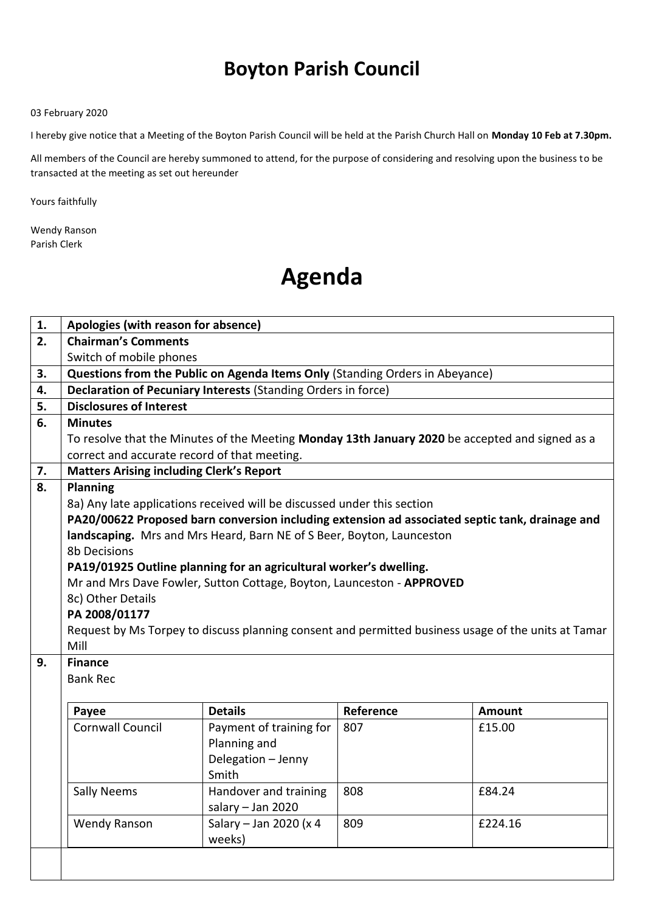# Boyton Parish Council

03 February 2020

I hereby give notice that a Meeting of the Boyton Parish Council will be held at the Parish Church Hall on **Monday 10 Feb at 7.30pm.**

All members of the Council are hereby summoned to attend, for the purpose of considering and resolving upon the business to be transacted at the meeting as set out hereunder

Yours faithfully

Wendy Ranson
Parish Clerk

# Agenda

**1. Apologies (with reason for absence)**

**2. Chairman's Comments**

Switch of mobile phones

**3. Questions from the Public on Agenda Items Only** (Standing Orders in Abeyance)

**4. Declaration of Pecuniary Interests** (Standing Orders in force)

**5. Disclosures of Interest**

**6. Minutes**

To resolve that the Minutes of the Meeting **Monday 13th January 2020** be accepted and signed as a correct and accurate record of that meeting.

**7. Matters Arising including Clerk's Report**

**8. Planning**

8a) Any late applications received will be discussed under this section

**PA20/00622 Proposed barn conversion including extension ad associated septic tank, drainage and landscaping.** Mrs and Mrs Heard, Barn NE of S Beer, Boyton, Launceston

8b Decisions

**PA19/01925 Outline planning for an agricultural worker's dwelling.**

Mr and Mrs Dave Fowler, Sutton Cottage, Boyton, Launceston - **APPROVED**

8c) Other Details

**PA 2008/01177**

Request by Ms Torpey to discuss planning consent and permitted business usage of the units at Tamar Mill

**9. Finance**

Bank Rec

| Payee | Details | Reference | Amount |
|---|---|---|---|
| Cornwall Council | Payment of training for Planning and Delegation – Jenny Smith | 807 | £15.00 |
| Sally Neems | Handover and training salary – Jan 2020 | 808 | £84.24 |
| Wendy Ranson | Salary – Jan 2020 (x 4 weeks) | 809 | £224.16 |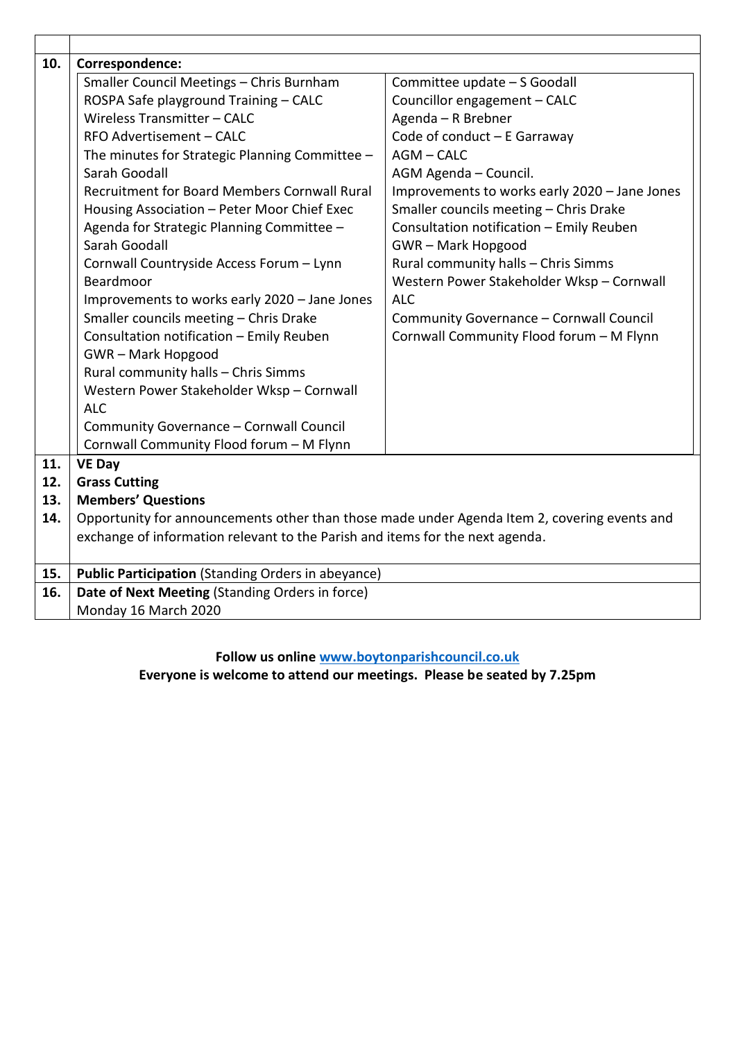| | |
|---|---|
| | |
| **10.** | **Correspondence:** |
| | Smaller Council Meetings – Chris Burnham<br>ROSPA Safe playground Training – CALC<br>Wireless Transmitter – CALC<br>RFO Advertisement – CALC<br>The minutes for Strategic Planning Committee – Sarah Goodall<br>Recruitment for Board Members Cornwall Rural Housing Association – Peter Moor Chief Exec<br>Agenda for Strategic Planning Committee – Sarah Goodall<br>Cornwall Countryside Access Forum – Lynn Beardmoor<br>Improvements to works early 2020 – Jane Jones<br>Smaller councils meeting – Chris Drake<br>Consultation notification – Emily Reuben<br>GWR – Mark Hopgood<br>Rural community halls – Chris Simms<br>Western Power Stakeholder Wksp – Cornwall ALC<br>Community Governance – Cornwall Council<br>Cornwall Community Flood forum – M Flynn<br><br>Committee update – S Goodall<br>Councillor engagement – CALC<br>Agenda – R Brebner<br>Code of conduct – E Garraway<br>AGM – CALC<br>AGM Agenda – Council.<br>Improvements to works early 2020 – Jane Jones<br>Smaller councils meeting – Chris Drake<br>Consultation notification – Emily Reuben<br>GWR – Mark Hopgood<br>Rural community halls – Chris Simms<br>Western Power Stakeholder Wksp – Cornwall ALC<br>Community Governance – Cornwall Council<br>Cornwall Community Flood forum – M Flynn |
| **11.** | **VE Day** |
| **12.** | **Grass Cutting** |
| **13.** | **Members' Questions** |
| **14.** | Opportunity for announcements other than those made under Agenda Item 2, covering events and exchange of information relevant to the Parish and items for the next agenda. |
| **15.** | **Public Participation** (Standing Orders in abeyance) |
| **16.** | **Date of Next Meeting** (Standing Orders in force)<br>Monday 16 March 2020 |

**Follow us online [www.boytonparishcouncil.co.uk](http://www.boytonparishcouncil.co.uk)**

**Everyone is welcome to attend our meetings. Please be seated by 7.25pm**